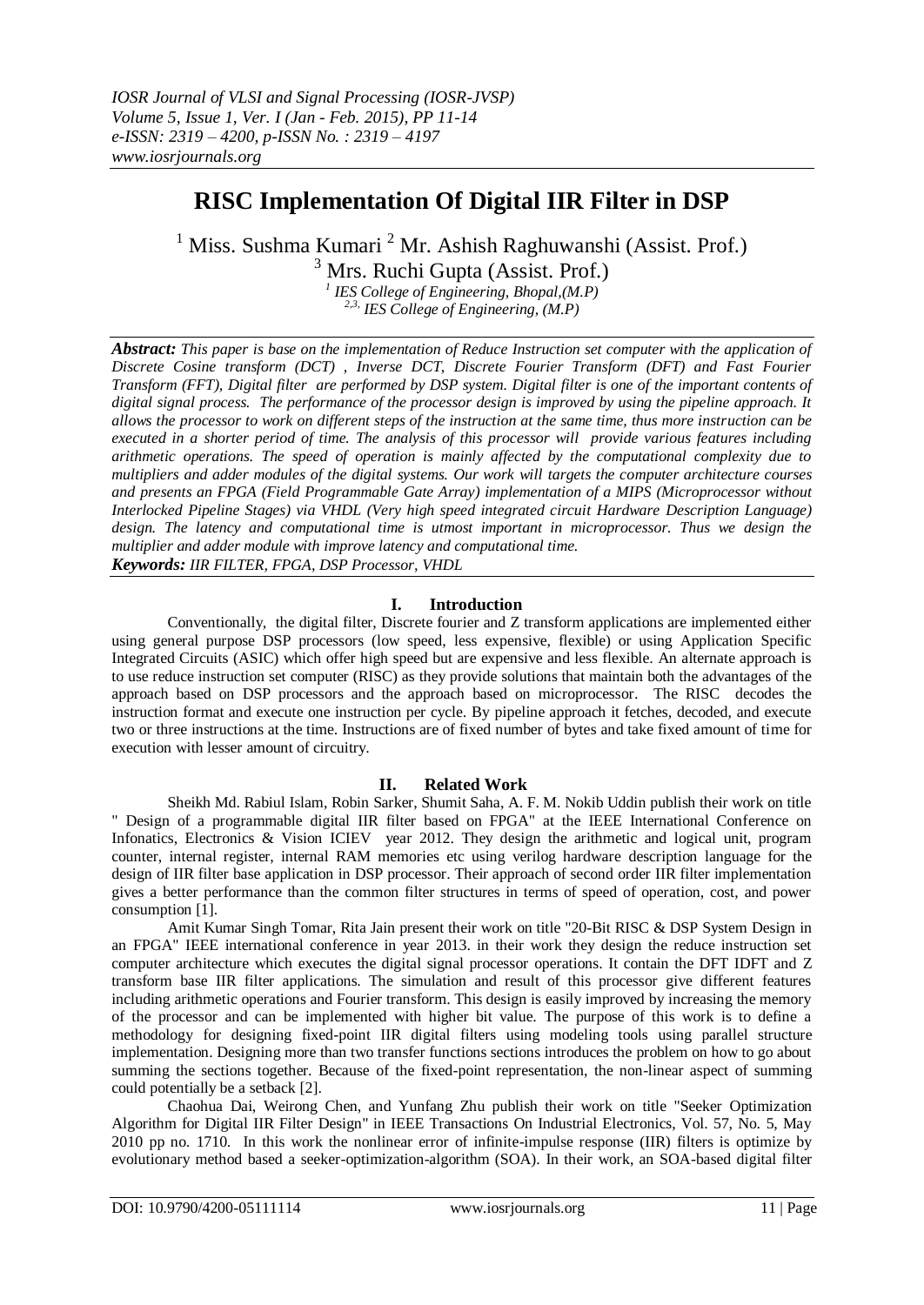# RISC Implementation Of Digital IIR Filter in DSP

[1] Miss. Sushma Kumari [2] Mr. Ashish Raghuwanshi (Assist. Prof.)

[3] Mrs. Ruchi Gupta (Assist. Prof.)

*[1] IES College of Engineering, Bhopal,(M.P)*

*[2,3] IES College of Engineering, (M.P)*

***Abstract:*** *This paper is base on the implementation of Reduce Instruction set computer with the application of Discrete Cosine transform (DCT) , Inverse DCT, Discrete Fourier Transform (DFT) and Fast Fourier Transform (FFT), Digital filter are performed by DSP system. Digital filter is one of the important contents of digital signal process. The performance of the processor design is improved by using the pipeline approach. It allows the processor to work on different steps of the instruction at the same time, thus more instruction can be executed in a shorter period of time. The analysis of this processor will provide various features including arithmetic operations. The speed of operation is mainly affected by the computational complexity due to multipliers and adder modules of the digital systems. Our work will targets the computer architecture courses and presents an FPGA (Field Programmable Gate Array) implementation of a MIPS (Microprocessor without Interlocked Pipeline Stages) via VHDL (Very high speed integrated circuit Hardware Description Language) design. The latency and computational time is utmost important in microprocessor. Thus we design the multiplier and adder module with improve latency and computational time.*

***Keywords:*** *IIR FILTER, FPGA, DSP Processor, VHDL*

## I. Introduction

Conventionally, the digital filter, Discrete fourier and Z transform applications are implemented either using general purpose DSP processors (low speed, less expensive, flexible) or using Application Specific Integrated Circuits (ASIC) which offer high speed but are expensive and less flexible. An alternate approach is to use reduce instruction set computer (RISC) as they provide solutions that maintain both the advantages of the approach based on DSP processors and the approach based on microprocessor. The RISC decodes the instruction format and execute one instruction per cycle. By pipeline approach it fetches, decoded, and execute two or three instructions at the time. Instructions are of fixed number of bytes and take fixed amount of time for execution with lesser amount of circuitry.

## II. Related Work

Sheikh Md. Rabiul Islam, Robin Sarker, Shumit Saha, A. F. M. Nokib Uddin publish their work on title " Design of a programmable digital IIR filter based on FPGA" at the IEEE International Conference on Infonatics, Electronics & Vision ICIEV year 2012. They design the arithmetic and logical unit, program counter, internal register, internal RAM memories etc using verilog hardware description language for the design of IIR filter base application in DSP processor. Their approach of second order IIR filter implementation gives a better performance than the common filter structures in terms of speed of operation, cost, and power consumption [1].

Amit Kumar Singh Tomar, Rita Jain present their work on title "20-Bit RISC & DSP System Design in an FPGA" IEEE international conference in year 2013. in their work they design the reduce instruction set computer architecture which executes the digital signal processor operations. It contain the DFT IDFT and Z transform base IIR filter applications. The simulation and result of this processor give different features including arithmetic operations and Fourier transform. This design is easily improved by increasing the memory of the processor and can be implemented with higher bit value. The purpose of this work is to define a methodology for designing fixed-point IIR digital filters using modeling tools using parallel structure implementation. Designing more than two transfer functions sections introduces the problem on how to go about summing the sections together. Because of the fixed-point representation, the non-linear aspect of summing could potentially be a setback [2].

Chaohua Dai, Weirong Chen, and Yunfang Zhu publish their work on title "Seeker Optimization Algorithm for Digital IIR Filter Design" in IEEE Transactions On Industrial Electronics, Vol. 57, No. 5, May 2010 pp no. 1710. In this work the nonlinear error of infinite-impulse response (IIR) filters is optimize by evolutionary method based a seeker-optimization-algorithm (SOA). In their work, an SOA-based digital filter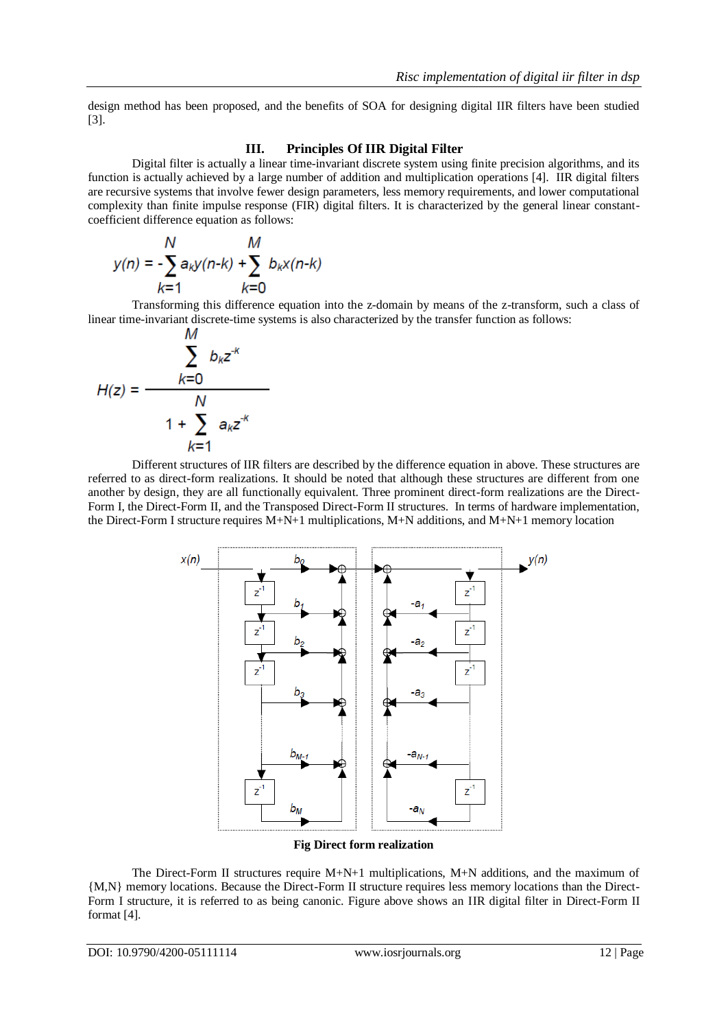design method has been proposed, and the benefits of SOA for designing digital IIR filters have been studied [3].

## III. Principles Of IIR Digital Filter

Digital filter is actually a linear time-invariant discrete system using finite precision algorithms, and its function is actually achieved by a large number of addition and multiplication operations [4]. IIR digital filters are recursive systems that involve fewer design parameters, less memory requirements, and lower computational complexity than finite impulse response (FIR) digital filters. It is characterized by the general linear constant-coefficient difference equation as follows:

$$y(n) = -\sum_{k=1}^{N} a_k y(n-k) + \sum_{k=0}^{M} b_k x(n-k)$$

Transforming this difference equation into the z-domain by means of the z-transform, such a class of linear time-invariant discrete-time systems is also characterized by the transfer function as follows:

$$H(z) = \frac{\sum_{k=0}^{M} b_k z^{-k}}{1 + \sum_{k=1}^{N} a_k z^{-k}}$$

Different structures of IIR filters are described by the difference equation in above. These structures are referred to as direct-form realizations. It should be noted that although these structures are different from one another by design, they are all functionally equivalent. Three prominent direct-form realizations are the Direct-Form I, the Direct-Form II, and the Transposed Direct-Form II structures. In terms of hardware implementation, the Direct-Form I structure requires M+N+1 multiplications, M+N additions, and M+N+1 memory location

**Fig Direct form realization**

The Direct-Form II structures require M+N+1 multiplications, M+N additions, and the maximum of {M,N} memory locations. Because the Direct-Form II structure requires less memory locations than the Direct-Form I structure, it is referred to as being canonic. Figure above shows an IIR digital filter in Direct-Form II format [4].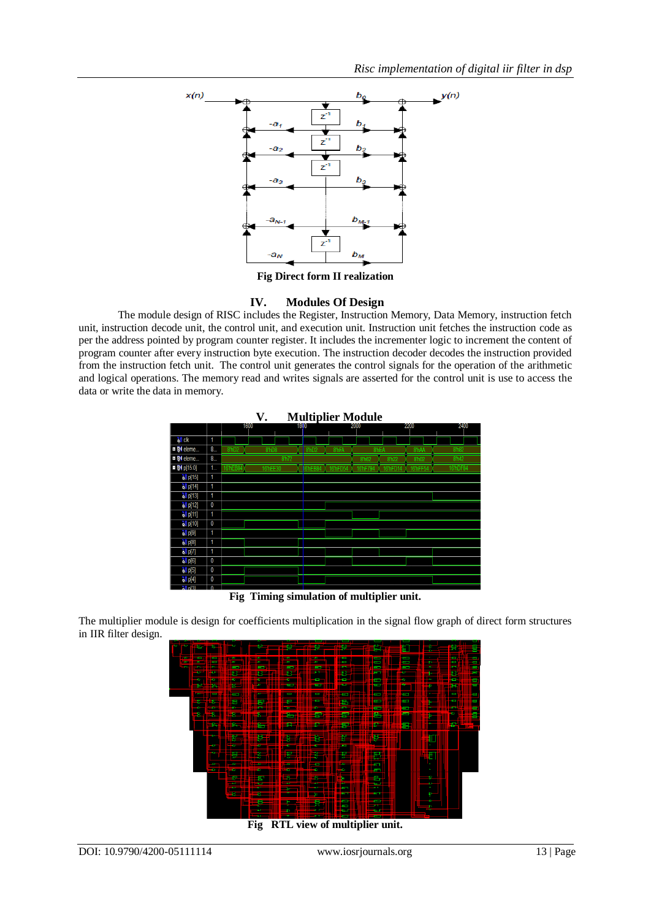**Fig Direct form II realization**

## IV. Modules Of Design

The module design of RISC includes the Register, Instruction Memory, Data Memory, instruction fetch unit, instruction decode unit, the control unit, and execution unit. Instruction unit fetches the instruction code as per the address pointed by program counter register. It includes the incrementer logic to increment the content of program counter after every instruction byte execution. The instruction decoder decodes the instruction provided from the instruction fetch unit. The control unit generates the control signals for the operation of the arithmetic and logical operations. The memory read and writes signals are asserted for the control unit is use to access the data or write the data in memory.

## V. Multiplier Module

**Fig Timing simulation of multiplier unit.**

The multiplier module is design for coefficients multiplication in the signal flow graph of direct form structures in IIR filter design.

**Fig RTL view of multiplier unit.**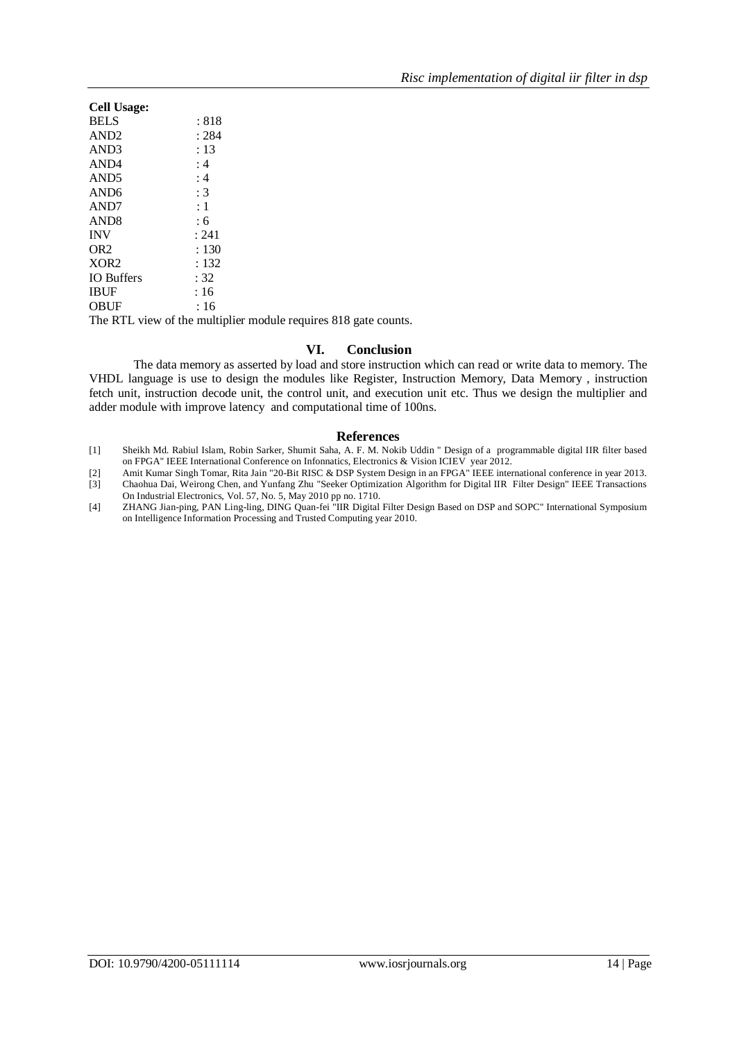**Cell Usage:**

| | |
|---|---|
| BELS | : 818 |
| AND2 | : 284 |
| AND3 | : 13 |
| AND4 | : 4 |
| AND5 | : 4 |
| AND6 | : 3 |
| AND7 | : 1 |
| AND8 | : 6 |
| INV | : 241 |
| OR2 | : 130 |
| XOR2 | : 132 |
| IO Buffers | : 32 |
| IBUF | : 16 |
| OBUF | : 16 |

The RTL view of the multiplier module requires 818 gate counts.

## VI. Conclusion

The data memory as asserted by load and store instruction which can read or write data to memory. The VHDL language is use to design the modules like Register, Instruction Memory, Data Memory , instruction fetch unit, instruction decode unit, the control unit, and execution unit etc. Thus we design the multiplier and adder module with improve latency and computational time of 100ns.

## References

[1] Sheikh Md. Rabiul Islam, Robin Sarker, Shumit Saha, A. F. M. Nokib Uddin " Design of a programmable digital IIR filter based on FPGA" IEEE International Conference on Infonnatics, Electronics & Vision ICIEV year 2012.

[2] Amit Kumar Singh Tomar, Rita Jain "20-Bit RISC & DSP System Design in an FPGA" IEEE international conference in year 2013.

[3] Chaohua Dai, Weirong Chen, and Yunfang Zhu "Seeker Optimization Algorithm for Digital IIR Filter Design" IEEE Transactions On Industrial Electronics, Vol. 57, No. 5, May 2010 pp no. 1710.

[4] ZHANG Jian-ping, PAN Ling-ling, DING Quan-fei "IIR Digital Filter Design Based on DSP and SOPC" International Symposium on Intelligence Information Processing and Trusted Computing year 2010.